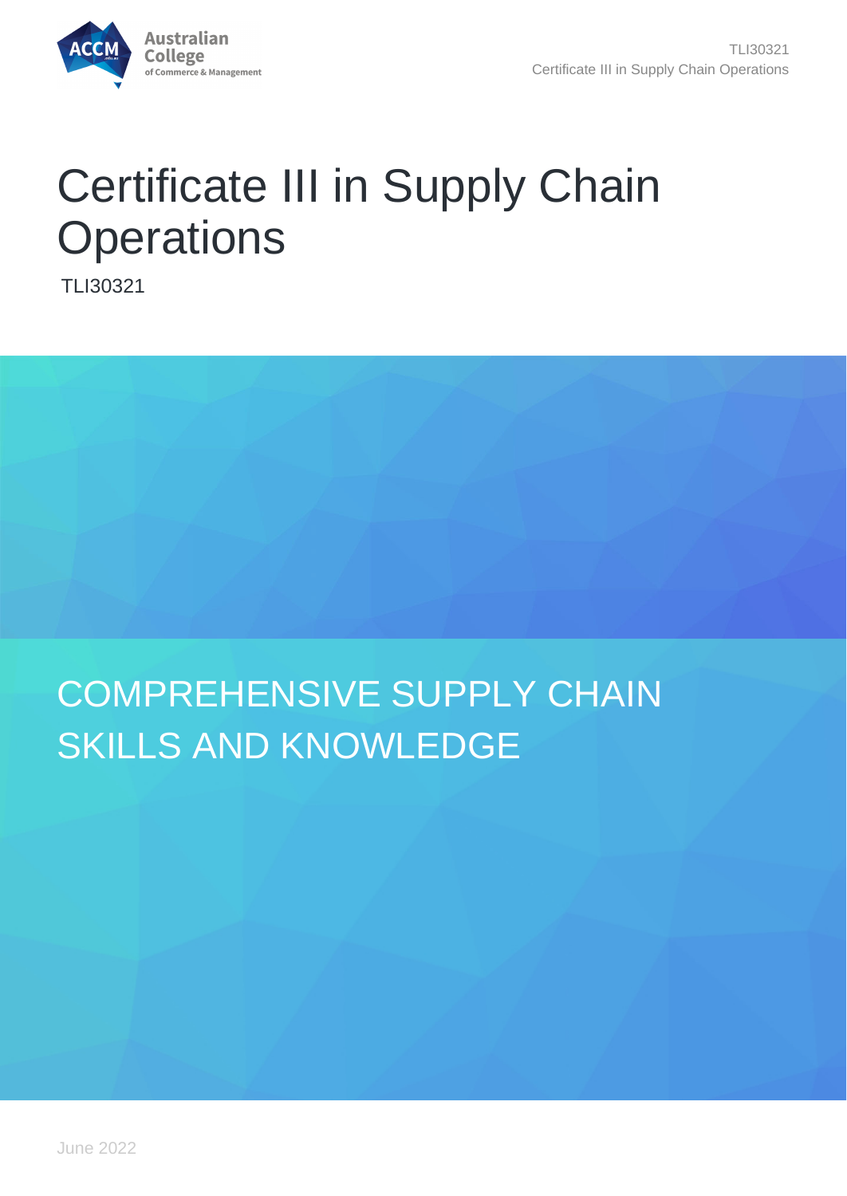# Certificate III in Supply Chain Operations

TLI30321

## COMPREHENSIVE SUPPLY CHAIN SKILLS AND KNOWLEDGE

June 2022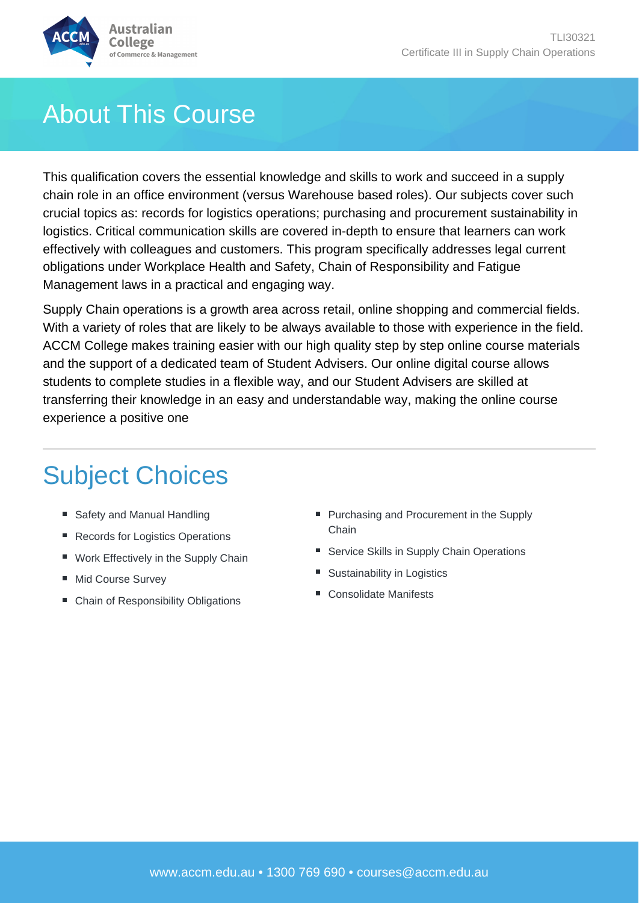# About This Course

This qualification covers the essential knowledge and skills to work and succeed in a supply chain role in an office environment (versus Warehouse based roles). Our subjects cover such crucial topics as: records for logistics operations; purchasing and procurement sustainability in logistics. Critical communication skills are covered in-depth to ensure that learners can work effectively with colleagues and customers. This program specifically addresses legal current obligations under Workplace Health and Safety, Chain of Responsibility and Fatigue Management laws in a practical and engaging way.

Supply Chain operations is a growth area across retail, online shopping and commercial fields. With a variety of roles that are likely to be always available to those with experience in the field. ACCM College makes training easier with our high quality step by step online course materials and the support of a dedicated team of Student Advisers. Our online digital course allows students to complete studies in a flexible way, and our Student Advisers are skilled at transferring their knowledge in an easy and understandable way, making the online course experience a positive one

# Subject Choices

- Safety and Manual Handling
- Records for Logistics Operations
- Work Effectively in the Supply Chain
- Mid Course Survey
- Chain of Responsibility Obligations
- Purchasing and Procurement in the Supply Chain
- Service Skills in Supply Chain Operations
- Sustainability in Logistics
- Consolidate Manifests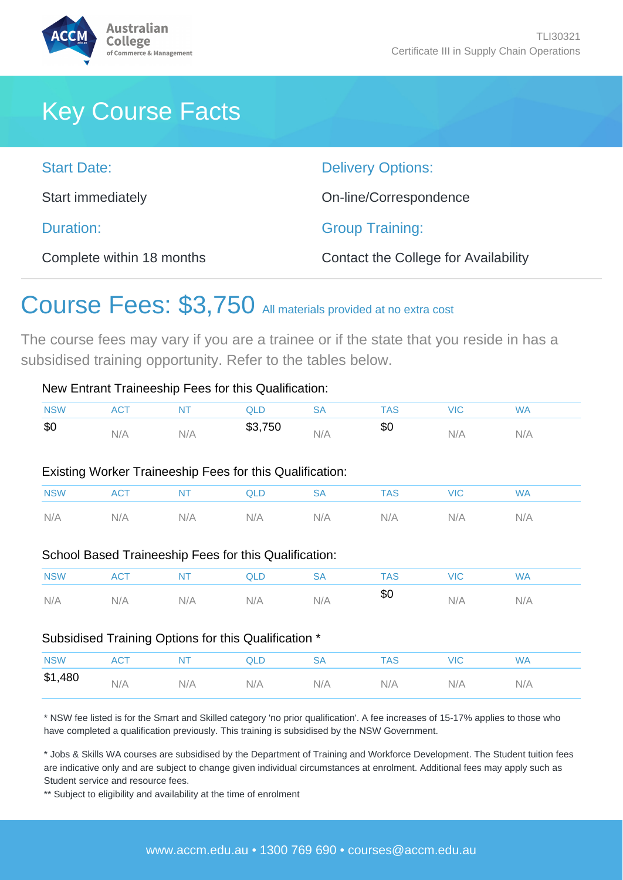# Key Course Facts

**Start Date:**

Start immediately

**Duration:**

Complete within 18 months

**Delivery Options:**

On-line/Correspondence

**Group Training:**

Contact the College for Availability

## Course Fees: $3,750 All materials provided at no extra cost

The course fees may vary if you are a trainee or if the state that you reside in has a subsidised training opportunity. Refer to the tables below.

New Entrant Traineeship Fees for this Qualification:

| NSW | ACT | NT | QLD | SA | TAS | VIC | WA |
|---|---|---|---|---|---|---|---|
| $0 | N/A | N/A | $3,750 | N/A | $0 | N/A | N/A |

Existing Worker Traineeship Fees for this Qualification:

| NSW | ACT | NT | QLD | SA | TAS | VIC | WA |
|---|---|---|---|---|---|---|---|
| N/A | N/A | N/A | N/A | N/A | N/A | N/A | N/A |

School Based Traineeship Fees for this Qualification:

| NSW | ACT | NT | QLD | SA | TAS | VIC | WA |
|---|---|---|---|---|---|---|---|
| N/A | N/A | N/A | N/A | N/A | $0 | N/A | N/A |

Subsidised Training Options for this Qualification *

| NSW | ACT | NT | QLD | SA | TAS | VIC | WA |
|---|---|---|---|---|---|---|---|
| $1,480 | N/A | N/A | N/A | N/A | N/A | N/A | N/A |

* NSW fee listed is for the Smart and Skilled category 'no prior qualification'. A fee increases of 15-17% applies to those who have completed a qualification previously. This training is subsidised by the NSW Government.

* Jobs & Skills WA courses are subsidised by the Department of Training and Workforce Development. The Student tuition fees are indicative only and are subject to change given individual circumstances at enrolment. Additional fees may apply such as Student service and resource fees.

** Subject to eligibility and availability at the time of enrolment

www.accm.edu.au • 1300 769 690 • courses@accm.edu.au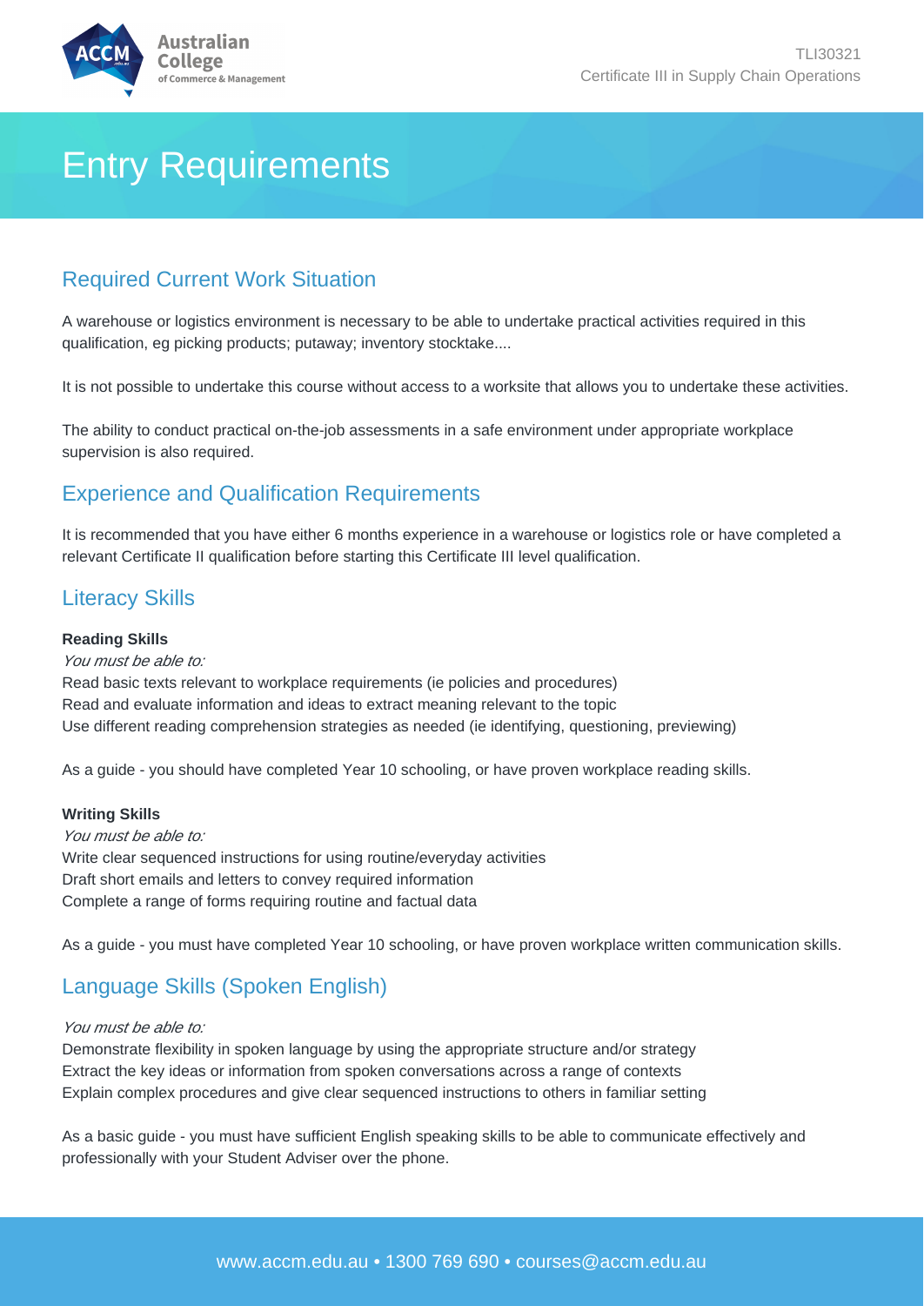# Entry Requirements

## Required Current Work Situation

A warehouse or logistics environment is necessary to be able to undertake practical activities required in this qualification, eg picking products; putaway; inventory stocktake....

It is not possible to undertake this course without access to a worksite that allows you to undertake these activities.

The ability to conduct practical on-the-job assessments in a safe environment under appropriate workplace supervision is also required.

## Experience and Qualification Requirements

It is recommended that you have either 6 months experience in a warehouse or logistics role or have completed a relevant Certificate II qualification before starting this Certificate III level qualification.

## Literacy Skills

**Reading Skills**

*You must be able to:*

Read basic texts relevant to workplace requirements (ie policies and procedures)
Read and evaluate information and ideas to extract meaning relevant to the topic
Use different reading comprehension strategies as needed (ie identifying, questioning, previewing)

As a guide - you should have completed Year 10 schooling, or have proven workplace reading skills.

**Writing Skills**

*You must be able to:*

Write clear sequenced instructions for using routine/everyday activities
Draft short emails and letters to convey required information
Complete a range of forms requiring routine and factual data

As a guide - you must have completed Year 10 schooling, or have proven workplace written communication skills.

## Language Skills (Spoken English)

*You must be able to:*

Demonstrate flexibility in spoken language by using the appropriate structure and/or strategy
Extract the key ideas or information from spoken conversations across a range of contexts
Explain complex procedures and give clear sequenced instructions to others in familiar setting

As a basic guide - you must have sufficient English speaking skills to be able to communicate effectively and professionally with your Student Adviser over the phone.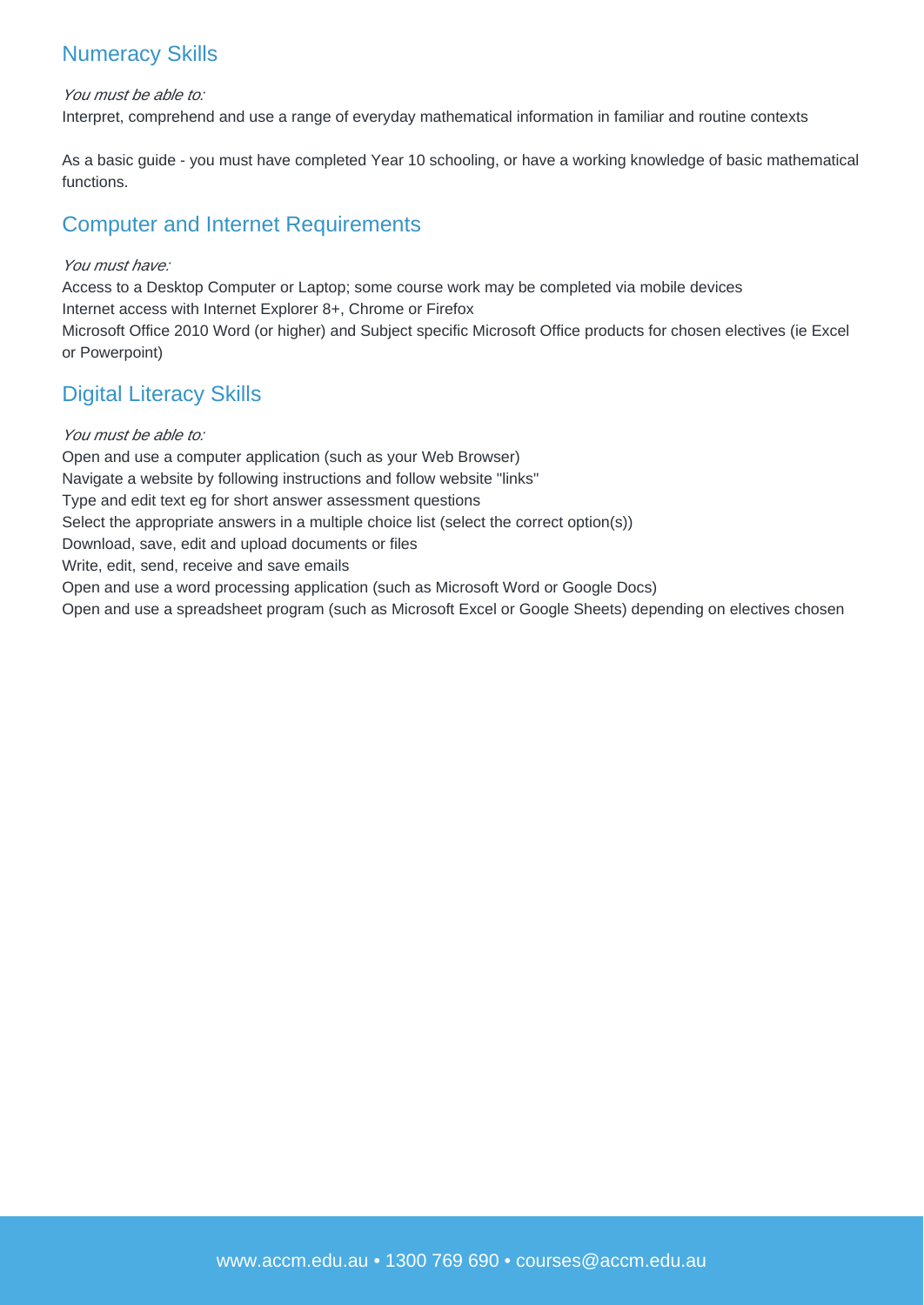## Numeracy Skills

*You must be able to:*
Interpret, comprehend and use a range of everyday mathematical information in familiar and routine contexts

As a basic guide - you must have completed Year 10 schooling, or have a working knowledge of basic mathematical functions.

## Computer and Internet Requirements

*You must have:*
Access to a Desktop Computer or Laptop; some course work may be completed via mobile devices
Internet access with Internet Explorer 8+, Chrome or Firefox
Microsoft Office 2010 Word (or higher) and Subject specific Microsoft Office products for chosen electives (ie Excel or Powerpoint)

## Digital Literacy Skills

*You must be able to:*
Open and use a computer application (such as your Web Browser)
Navigate a website by following instructions and follow website "links"
Type and edit text eg for short answer assessment questions
Select the appropriate answers in a multiple choice list (select the correct option(s))
Download, save, edit and upload documents or files
Write, edit, send, receive and save emails
Open and use a word processing application (such as Microsoft Word or Google Docs)
Open and use a spreadsheet program (such as Microsoft Excel or Google Sheets) depending on electives chosen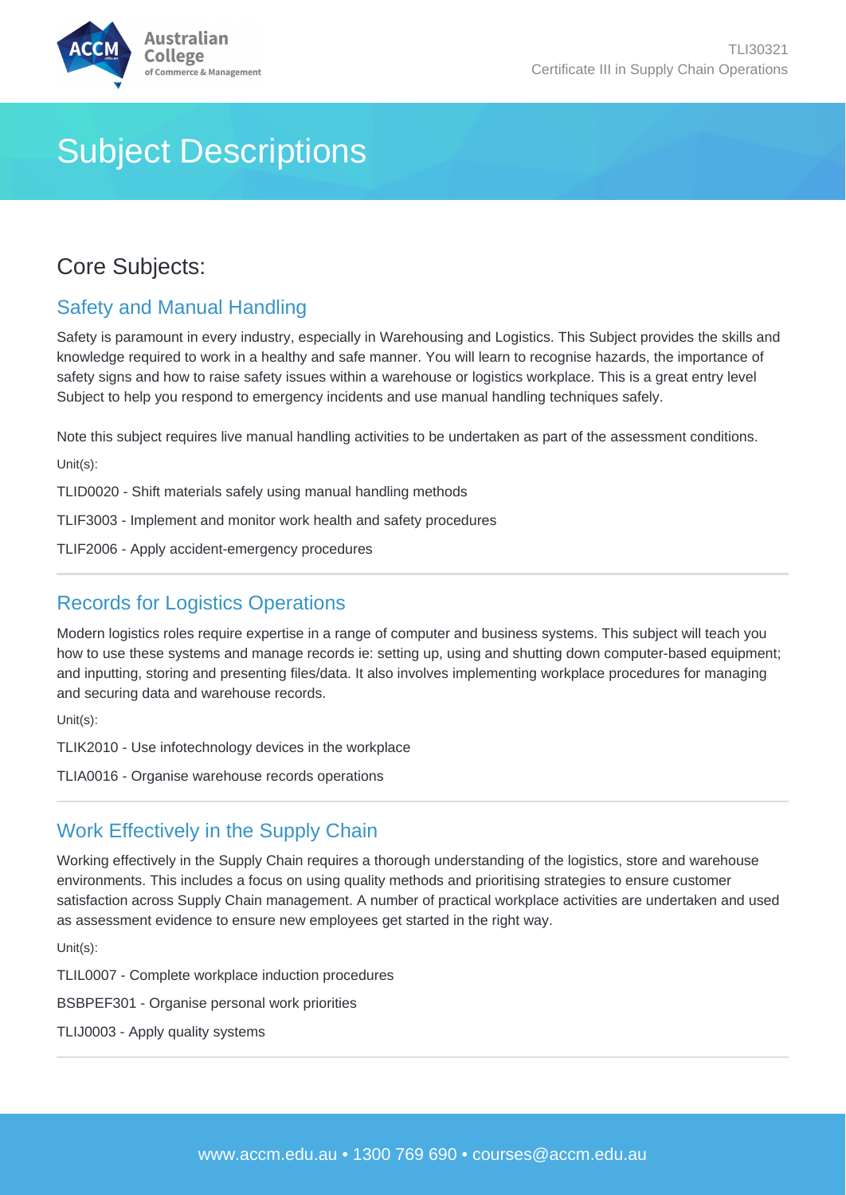# Subject Descriptions

## Core Subjects:

### Safety and Manual Handling

Safety is paramount in every industry, especially in Warehousing and Logistics. This Subject provides the skills and knowledge required to work in a healthy and safe manner. You will learn to recognise hazards, the importance of safety signs and how to raise safety issues within a warehouse or logistics workplace. This is a great entry level Subject to help you respond to emergency incidents and use manual handling techniques safely.

Note this subject requires live manual handling activities to be undertaken as part of the assessment conditions.

Unit(s):

TLID0020 - Shift materials safely using manual handling methods

TLIF3003 - Implement and monitor work health and safety procedures

TLIF2006 - Apply accident-emergency procedures

### Records for Logistics Operations

Modern logistics roles require expertise in a range of computer and business systems. This subject will teach you how to use these systems and manage records ie: setting up, using and shutting down computer-based equipment; and inputting, storing and presenting files/data. It also involves implementing workplace procedures for managing and securing data and warehouse records.

Unit(s):

TLIK2010 - Use infotechnology devices in the workplace

TLIA0016 - Organise warehouse records operations

### Work Effectively in the Supply Chain

Working effectively in the Supply Chain requires a thorough understanding of the logistics, store and warehouse environments. This includes a focus on using quality methods and prioritising strategies to ensure customer satisfaction across Supply Chain management. A number of practical workplace activities are undertaken and used as assessment evidence to ensure new employees get started in the right way.

Unit(s):

TLIL0007 - Complete workplace induction procedures

BSBPEF301 - Organise personal work priorities

TLIJ0003 - Apply quality systems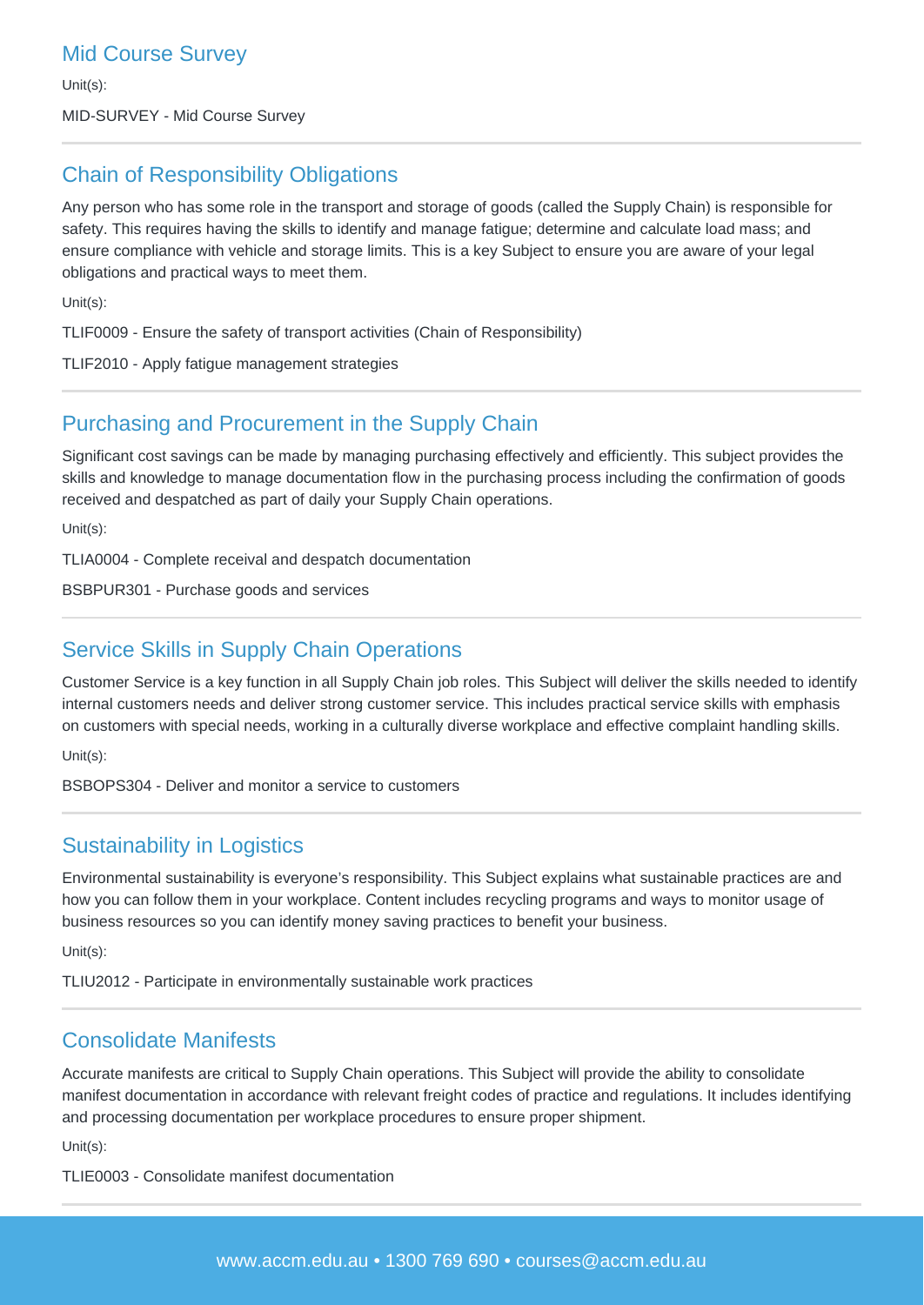## Mid Course Survey

Unit(s):

MID-SURVEY - Mid Course Survey

## Chain of Responsibility Obligations

Any person who has some role in the transport and storage of goods (called the Supply Chain) is responsible for safety. This requires having the skills to identify and manage fatigue; determine and calculate load mass; and ensure compliance with vehicle and storage limits. This is a key Subject to ensure you are aware of your legal obligations and practical ways to meet them.

Unit(s):

TLIF0009 - Ensure the safety of transport activities (Chain of Responsibility)

TLIF2010 - Apply fatigue management strategies

## Purchasing and Procurement in the Supply Chain

Significant cost savings can be made by managing purchasing effectively and efficiently. This subject provides the skills and knowledge to manage documentation flow in the purchasing process including the confirmation of goods received and despatched as part of daily your Supply Chain operations.

Unit(s):

TLIA0004 - Complete receival and despatch documentation

BSBPUR301 - Purchase goods and services

## Service Skills in Supply Chain Operations

Customer Service is a key function in all Supply Chain job roles. This Subject will deliver the skills needed to identify internal customers needs and deliver strong customer service. This includes practical service skills with emphasis on customers with special needs, working in a culturally diverse workplace and effective complaint handling skills.

Unit(s):

BSBOPS304 - Deliver and monitor a service to customers

## Sustainability in Logistics

Environmental sustainability is everyone's responsibility. This Subject explains what sustainable practices are and how you can follow them in your workplace. Content includes recycling programs and ways to monitor usage of business resources so you can identify money saving practices to benefit your business.

Unit(s):

TLIU2012 - Participate in environmentally sustainable work practices

## Consolidate Manifests

Accurate manifests are critical to Supply Chain operations. This Subject will provide the ability to consolidate manifest documentation in accordance with relevant freight codes of practice and regulations. It includes identifying and processing documentation per workplace procedures to ensure proper shipment.

Unit(s):

TLIE0003 - Consolidate manifest documentation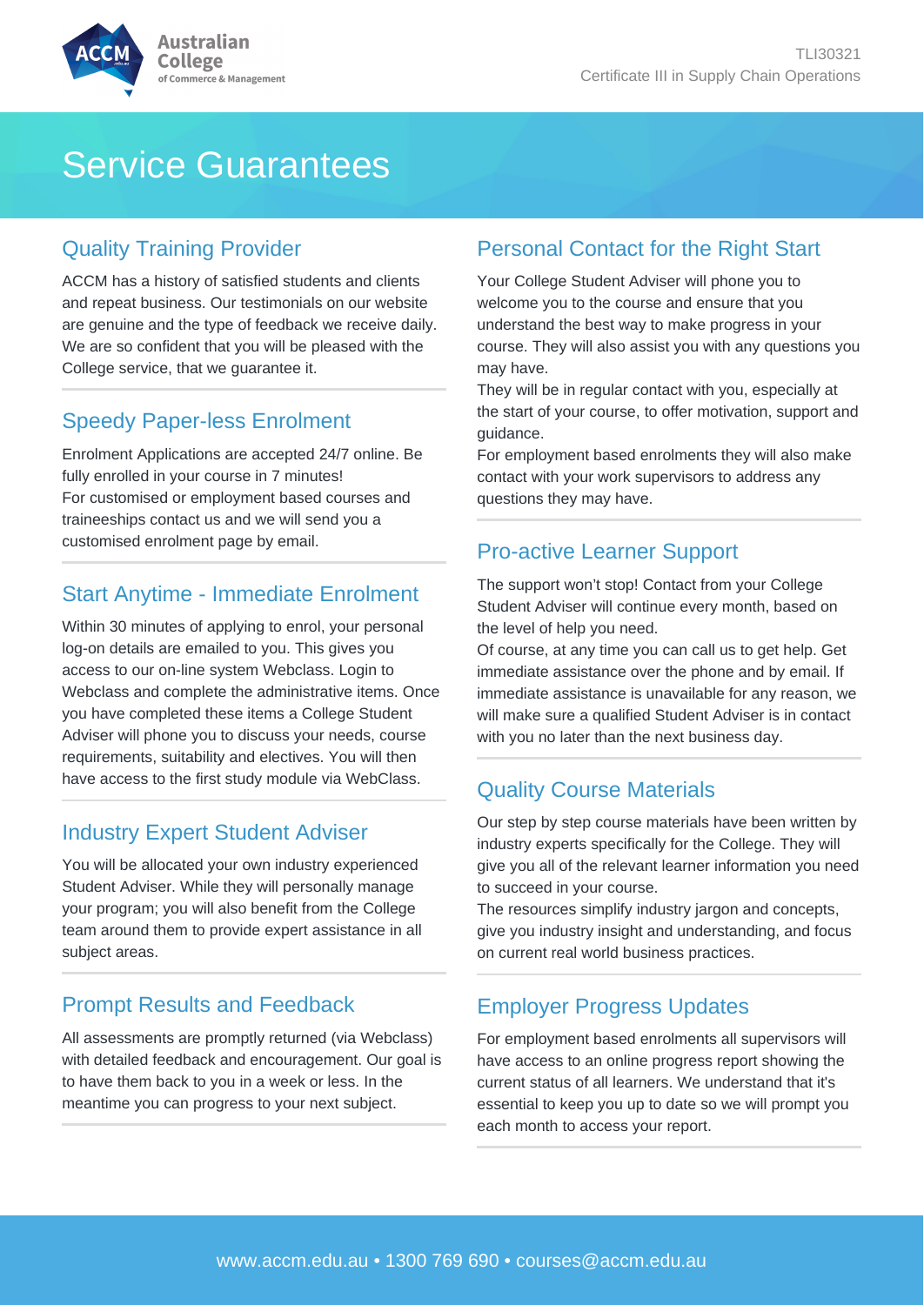# Service Guarantees

## Quality Training Provider

ACCM has a history of satisfied students and clients and repeat business. Our testimonials on our website are genuine and the type of feedback we receive daily. We are so confident that you will be pleased with the College service, that we guarantee it.

## Speedy Paper-less Enrolment

Enrolment Applications are accepted 24/7 online. Be fully enrolled in your course in 7 minutes!
For customised or employment based courses and traineeships contact us and we will send you a customised enrolment page by email.

## Start Anytime - Immediate Enrolment

Within 30 minutes of applying to enrol, your personal log-on details are emailed to you. This gives you access to our on-line system Webclass. Login to Webclass and complete the administrative items. Once you have completed these items a College Student Adviser will phone you to discuss your needs, course requirements, suitability and electives. You will then have access to the first study module via WebClass.

## Industry Expert Student Adviser

You will be allocated your own industry experienced Student Adviser. While they will personally manage your program; you will also benefit from the College team around them to provide expert assistance in all subject areas.

## Prompt Results and Feedback

All assessments are promptly returned (via Webclass) with detailed feedback and encouragement. Our goal is to have them back to you in a week or less. In the meantime you can progress to your next subject.

## Personal Contact for the Right Start

Your College Student Adviser will phone you to welcome you to the course and ensure that you understand the best way to make progress in your course. They will also assist you with any questions you may have.
They will be in regular contact with you, especially at the start of your course, to offer motivation, support and guidance.
For employment based enrolments they will also make contact with your work supervisors to address any questions they may have.

## Pro-active Learner Support

The support won't stop! Contact from your College Student Adviser will continue every month, based on the level of help you need.
Of course, at any time you can call us to get help. Get immediate assistance over the phone and by email. If immediate assistance is unavailable for any reason, we will make sure a qualified Student Adviser is in contact with you no later than the next business day.

## Quality Course Materials

Our step by step course materials have been written by industry experts specifically for the College. They will give you all of the relevant learner information you need to succeed in your course.
The resources simplify industry jargon and concepts, give you industry insight and understanding, and focus on current real world business practices.

## Employer Progress Updates

For employment based enrolments all supervisors will have access to an online progress report showing the current status of all learners. We understand that it's essential to keep you up to date so we will prompt you each month to access your report.